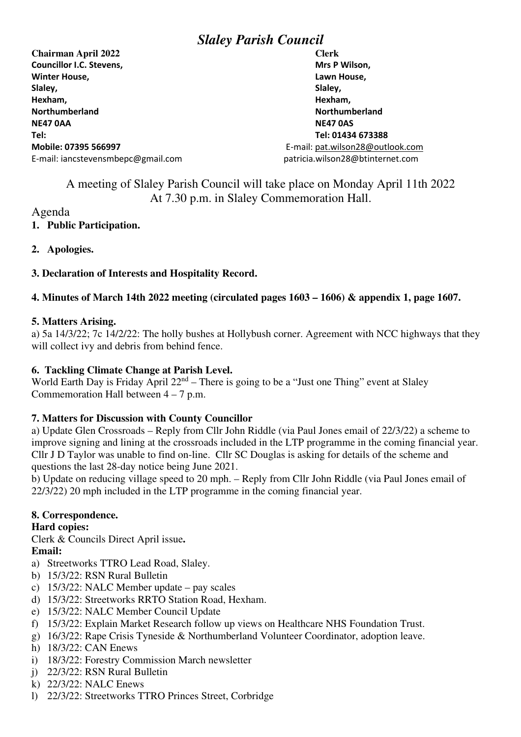# *Slaley Parish Council*

**Chairman April 2022**
**Councillor I.C. Stevens,**
**Winter House,**
**Slaley,**
**Hexham,**
**Northumberland**
**NE47 0AA**
**Tel:**
**Mobile: 07395 566997**
E-mail: iancstevensmbepc@gmail.com

**Clerk**
**Mrs P Wilson,**
**Lawn House,**
**Slaley,**
**Hexham,**
**Northumberland**
**NE47 0AS**
**Tel: 01434 673388**
E-mail: pat.wilson28@outlook.com
patricia.wilson28@btinternet.com

A meeting of Slaley Parish Council will take place on Monday April 11th 2022
At 7.30 p.m. in Slaley Commemoration Hall.

Agenda

1. **Public Participation.**

2. **Apologies.**

**3. Declaration of Interests and Hospitality Record.**

**4. Minutes of March 14th 2022 meeting (circulated pages 1603 – 1606) & appendix 1, page 1607.**

**5. Matters Arising.**

a) 5a 14/3/22; 7c 14/2/22: The holly bushes at Hollybush corner. Agreement with NCC highways that they will collect ivy and debris from behind fence.

**6. Tackling Climate Change at Parish Level.**

World Earth Day is Friday April 22nd – There is going to be a "Just one Thing" event at Slaley Commemoration Hall between 4 – 7 p.m.

**7. Matters for Discussion with County Councillor**

a) Update Glen Crossroads – Reply from Cllr John Riddle (via Paul Jones email of 22/3/22) a scheme to improve signing and lining at the crossroads included in the LTP programme in the coming financial year. Cllr J D Taylor was unable to find on-line. Cllr SC Douglas is asking for details of the scheme and questions the last 28-day notice being June 2021.

b) Update on reducing village speed to 20 mph. – Reply from Cllr John Riddle (via Paul Jones email of 22/3/22) 20 mph included in the LTP programme in the coming financial year.

**8. Correspondence.**

**Hard copies:**

Clerk & Councils Direct April issue**.**

**Email:**

a) Streetworks TTRO Lead Road, Slaley.
b) 15/3/22: RSN Rural Bulletin
c) 15/3/22: NALC Member update – pay scales
d) 15/3/22: Streetworks RRTO Station Road, Hexham.
e) 15/3/22: NALC Member Council Update
f) 15/3/22: Explain Market Research follow up views on Healthcare NHS Foundation Trust.
g) 16/3/22: Rape Crisis Tyneside & Northumberland Volunteer Coordinator, adoption leave.
h) 18/3/22: CAN Enews
i) 18/3/22: Forestry Commission March newsletter
j) 22/3/22: RSN Rural Bulletin
k) 22/3/22: NALC Enews
l) 22/3/22: Streetworks TTRO Princes Street, Corbridge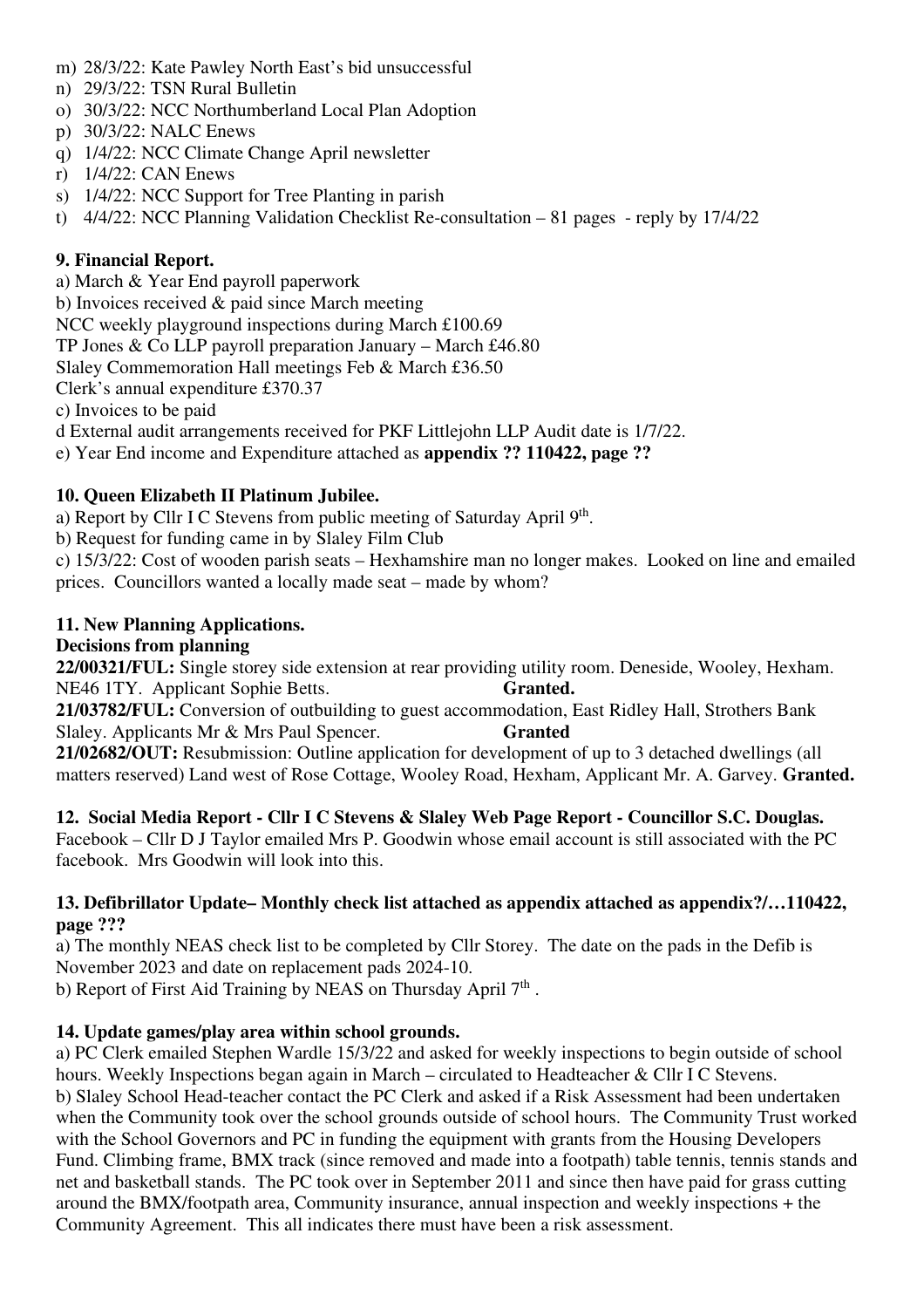m) 28/3/22: Kate Pawley North East's bid unsuccessful
n) 29/3/22: TSN Rural Bulletin
o) 30/3/22: NCC Northumberland Local Plan Adoption
p) 30/3/22: NALC Enews
q) 1/4/22: NCC Climate Change April newsletter
r) 1/4/22: CAN Enews
s) 1/4/22: NCC Support for Tree Planting in parish
t) 4/4/22: NCC Planning Validation Checklist Re-consultation – 81 pages - reply by 17/4/22

**9. Financial Report.**

a) March & Year End payroll paperwork
b) Invoices received & paid since March meeting
NCC weekly playground inspections during March £100.69
TP Jones & Co LLP payroll preparation January – March £46.80
Slaley Commemoration Hall meetings Feb & March £36.50
Clerk's annual expenditure £370.37
c) Invoices to be paid
d External audit arrangements received for PKF Littlejohn LLP Audit date is 1/7/22.
e) Year End income and Expenditure attached as **appendix ?? 110422, page ??**

**10. Queen Elizabeth II Platinum Jubilee.**

a) Report by Cllr I C Stevens from public meeting of Saturday April 9th.
b) Request for funding came in by Slaley Film Club
c) 15/3/22: Cost of wooden parish seats – Hexhamshire man no longer makes. Looked on line and emailed prices. Councillors wanted a locally made seat – made by whom?

**11. New Planning Applications.**

**Decisions from planning**

**22/00321/FUL:** Single storey side extension at rear providing utility room. Deneside, Wooley, Hexham. NE46 1TY. Applicant Sophie Betts. **Granted.**

**21/03782/FUL:** Conversion of outbuilding to guest accommodation, East Ridley Hall, Strothers Bank Slaley. Applicants Mr & Mrs Paul Spencer. **Granted**

**21/02682/OUT:** Resubmission: Outline application for development of up to 3 detached dwellings (all matters reserved) Land west of Rose Cottage, Wooley Road, Hexham, Applicant Mr. A. Garvey. **Granted.**

**12. Social Media Report - Cllr I C Stevens & Slaley Web Page Report - Councillor S.C. Douglas.**

Facebook – Cllr D J Taylor emailed Mrs P. Goodwin whose email account is still associated with the PC facebook. Mrs Goodwin will look into this.

**13. Defibrillator Update– Monthly check list attached as appendix attached as appendix?/…110422, page ???**

a) The monthly NEAS check list to be completed by Cllr Storey. The date on the pads in the Defib is November 2023 and date on replacement pads 2024-10.
b) Report of First Aid Training by NEAS on Thursday April 7th .

**14. Update games/play area within school grounds.**

a) PC Clerk emailed Stephen Wardle 15/3/22 and asked for weekly inspections to begin outside of school hours. Weekly Inspections began again in March – circulated to Headteacher & Cllr I C Stevens.
b) Slaley School Head-teacher contact the PC Clerk and asked if a Risk Assessment had been undertaken when the Community took over the school grounds outside of school hours. The Community Trust worked with the School Governors and PC in funding the equipment with grants from the Housing Developers Fund. Climbing frame, BMX track (since removed and made into a footpath) table tennis, tennis stands and net and basketball stands. The PC took over in September 2011 and since then have paid for grass cutting around the BMX/footpath area, Community insurance, annual inspection and weekly inspections + the Community Agreement. This all indicates there must have been a risk assessment.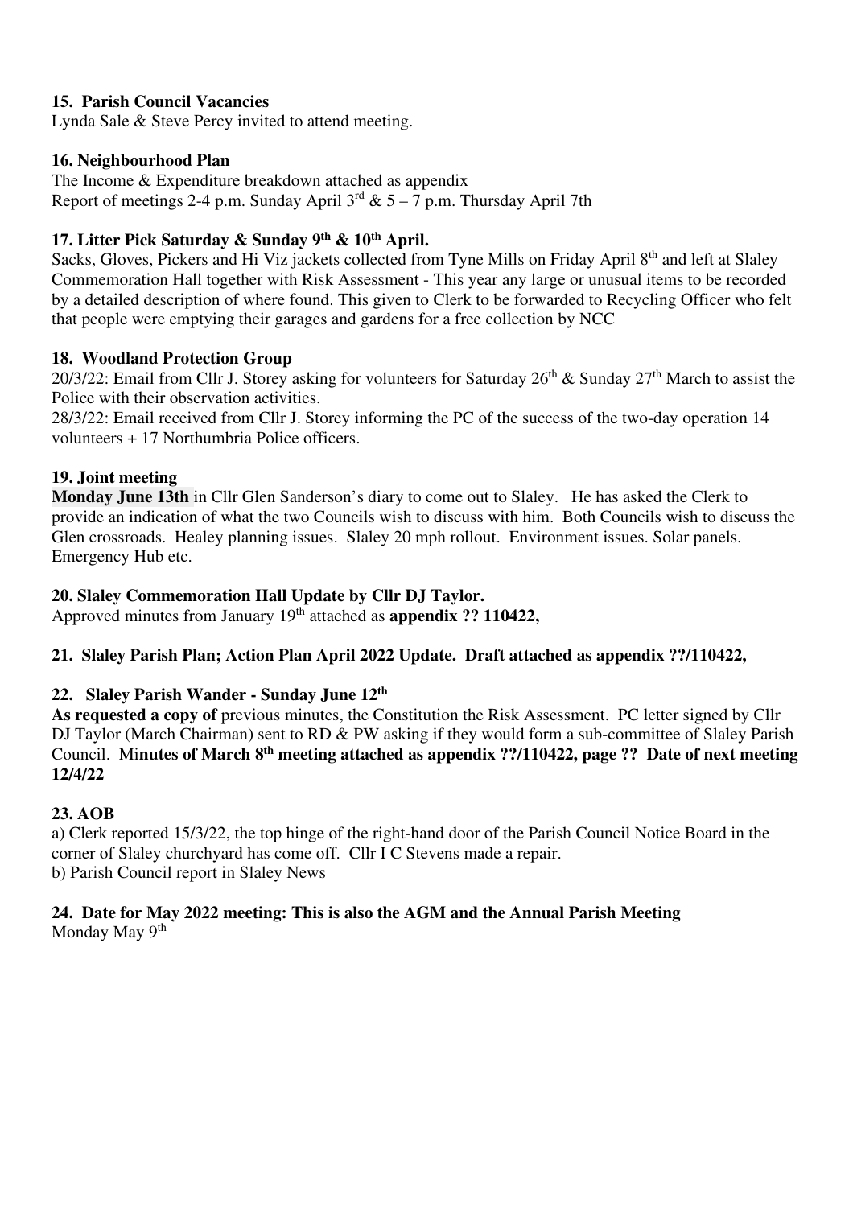**15. Parish Council Vacancies**

Lynda Sale & Steve Percy invited to attend meeting.

**16. Neighbourhood Plan**

The Income & Expenditure breakdown attached as appendix
Report of meetings 2-4 p.m. Sunday April 3rd & 5 – 7 p.m. Thursday April 7th

**17. Litter Pick Saturday & Sunday 9th & 10th April.**

Sacks, Gloves, Pickers and Hi Viz jackets collected from Tyne Mills on Friday April 8th and left at Slaley Commemoration Hall together with Risk Assessment - This year any large or unusual items to be recorded by a detailed description of where found. This given to Clerk to be forwarded to Recycling Officer who felt that people were emptying their garages and gardens for a free collection by NCC

**18. Woodland Protection Group**

20/3/22: Email from Cllr J. Storey asking for volunteers for Saturday 26th & Sunday 27th March to assist the Police with their observation activities.
28/3/22: Email received from Cllr J. Storey informing the PC of the success of the two-day operation 14 volunteers + 17 Northumbria Police officers.

**19. Joint meeting**

**Monday June 13th** in Cllr Glen Sanderson's diary to come out to Slaley. He has asked the Clerk to provide an indication of what the two Councils wish to discuss with him. Both Councils wish to discuss the Glen crossroads. Healey planning issues. Slaley 20 mph rollout. Environment issues. Solar panels. Emergency Hub etc.

**20. Slaley Commemoration Hall Update by Cllr DJ Taylor.**

Approved minutes from January 19th attached as **appendix ?? 110422,**

**21. Slaley Parish Plan; Action Plan April 2022 Update. Draft attached as appendix ??/110422,**

**22. Slaley Parish Wander - Sunday June 12th**

**As requested a copy of** previous minutes, the Constitution the Risk Assessment. PC letter signed by Cllr DJ Taylor (March Chairman) sent to RD & PW asking if they would form a sub-committee of Slaley Parish Council. Mi**nutes of March 8th meeting attached as appendix ??/110422, page ?? Date of next meeting 12/4/22**

**23. AOB**

a) Clerk reported 15/3/22, the top hinge of the right-hand door of the Parish Council Notice Board in the corner of Slaley churchyard has come off. Cllr I C Stevens made a repair.
b) Parish Council report in Slaley News

**24. Date for May 2022 meeting: This is also the AGM and the Annual Parish Meeting**

Monday May 9th